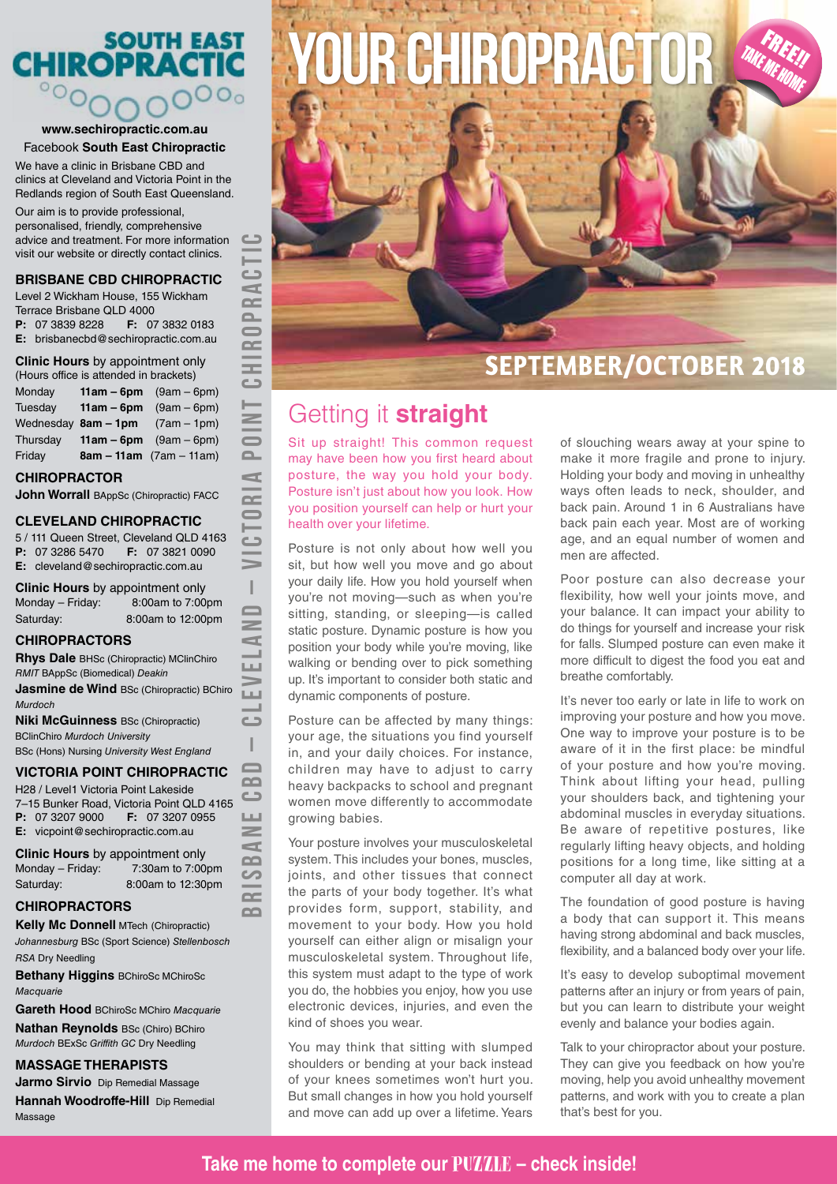# SOUTH EAST CHIROPRACTIC

**www.sechiropractic.com.au**

Facebook **South East Chiropractic**

We have a clinic in Brisbane CBD and clinics at Cleveland and Victoria Point in the Redlands region of South East Queensland.

Our aim is to provide professional, personalised, friendly, comprehensive advice and treatment. For more information visit our website or directly contact clinics.

### BRISBANE CBD CHIROPRACTIC

Level 2 Wickham House, 155 Wickham Terrace Brisbane QLD 4000
**P:** 07 3839 8228 **F:** 07 3832 0183
**E:** brisbanecbd@sechiropractic.com.au

**Clinic Hours** by appointment only
(Hours office is attended in brackets)

| | | |
|---|---|---|
| Monday | **11am – 6pm** | (9am – 6pm) |
| Tuesday | **11am – 6pm** | (9am – 6pm) |
| Wednesday | **8am – 1pm** | (7am – 1pm) |
| Thursday | **11am – 6pm** | (9am – 6pm) |
| Friday | **8am – 11am** | (7am – 11am) |

### CHIROPRACTOR

**John Worrall** BAppSc (Chiropractic) FACC

### CLEVELAND CHIROPRACTIC

5 / 111 Queen Street, Cleveland QLD 4163
**P:** 07 3286 5470 **F:** 07 3821 0090
**E:** cleveland@sechiropractic.com.au

**Clinic Hours** by appointment only
Monday – Friday: 8:00am to 7:00pm
Saturday: 8:00am to 12:00pm

### CHIROPRACTORS

**Rhys Dale** BHSc (Chiropractic) MClinChiro *RMIT* BAppSc (Biomedical) *Deakin*

**Jasmine de Wind** BSc (Chiropractic) BChiro *Murdoch*

**Niki McGuinness** BSc (Chiropractic) BClinChiro *Murdoch University* BSc (Hons) Nursing *University West England*

### VICTORIA POINT CHIROPRACTIC

H28 / Level1 Victoria Point Lakeside 7–15 Bunker Road, Victoria Point QLD 4165
**P:** 07 3207 9000 **F:** 07 3207 0955
**E:** vicpoint@sechiropractic.com.au

**Clinic Hours** by appointment only
Monday – Friday: 7:30am to 7:00pm
Saturday: 8:00am to 12:30pm

### CHIROPRACTORS

**Kelly Mc Donnell** MTech (Chiropractic) *Johannesburg* BSc (Sport Science) *Stellenbosch RSA* Dry Needling

**Bethany Higgins** BChiroSc MChiroSc *Macquarie*

**Gareth Hood** BChiroSc MChiro *Macquarie*

**Nathan Reynolds** BSc (Chiro) BChiro *Murdoch* BExSc *Griffith GC* Dry Needling

### MASSAGE THERAPISTS

**Jarmo Sirvio** Dip Remedial Massage

**Hannah Woodroffe-Hill** Dip Remedial Massage

BRISBANE CBD – CLEVELAND – VICTORIA POINT CHIROPRACTIC

# YOUR CHIROPRACTOR

FREE!! TAKE ME HOME

## SEPTEMBER/OCTOBER 2018

## Getting it **straight**

Sit up straight! This common request may have been how you first heard about posture, the way you hold your body. Posture isn't just about how you look. How you position yourself can help or hurt your health over your lifetime.

Posture is not only about how well you sit, but how well you move and go about your daily life. How you hold yourself when you're not moving—such as when you're sitting, standing, or sleeping—is called static posture. Dynamic posture is how you position your body while you're moving, like walking or bending over to pick something up. It's important to consider both static and dynamic components of posture.

Posture can be affected by many things: your age, the situations you find yourself in, and your daily choices. For instance, children may have to adjust to carry heavy backpacks to school and pregnant women move differently to accommodate growing babies.

Your posture involves your musculoskeletal system. This includes your bones, muscles, joints, and other tissues that connect the parts of your body together. It's what provides form, support, stability, and movement to your body. How you hold yourself can either align or misalign your musculoskeletal system. Throughout life, this system must adapt to the type of work you do, the hobbies you enjoy, how you use electronic devices, injuries, and even the kind of shoes you wear.

You may think that sitting with slumped shoulders or bending at your back instead of your knees sometimes won't hurt you. But small changes in how you hold yourself and move can add up over a lifetime. Years of slouching wears away at your spine to make it more fragile and prone to injury. Holding your body and moving in unhealthy ways often leads to neck, shoulder, and back pain. Around 1 in 6 Australians have back pain each year. Most are of working age, and an equal number of women and men are affected.

Poor posture can also decrease your flexibility, how well your joints move, and your balance. It can impact your ability to do things for yourself and increase your risk for falls. Slumped posture can even make it more difficult to digest the food you eat and breathe comfortably.

It's never too early or late in life to work on improving your posture and how you move. One way to improve your posture is to be aware of it in the first place: be mindful of your posture and how you're moving. Think about lifting your head, pulling your shoulders back, and tightening your abdominal muscles in everyday situations. Be aware of repetitive postures, like regularly lifting heavy objects, and holding positions for a long time, like sitting at a computer all day at work.

The foundation of good posture is having a body that can support it. This means having strong abdominal and back muscles, flexibility, and a balanced body over your life.

It's easy to develop suboptimal movement patterns after an injury or from years of pain, but you can learn to distribute your weight evenly and balance your bodies again.

Talk to your chiropractor about your posture. They can give you feedback on how you're moving, help you avoid unhealthy movement patterns, and work with you to create a plan that's best for you.

**Take me home to complete our PUZZLE – check inside!**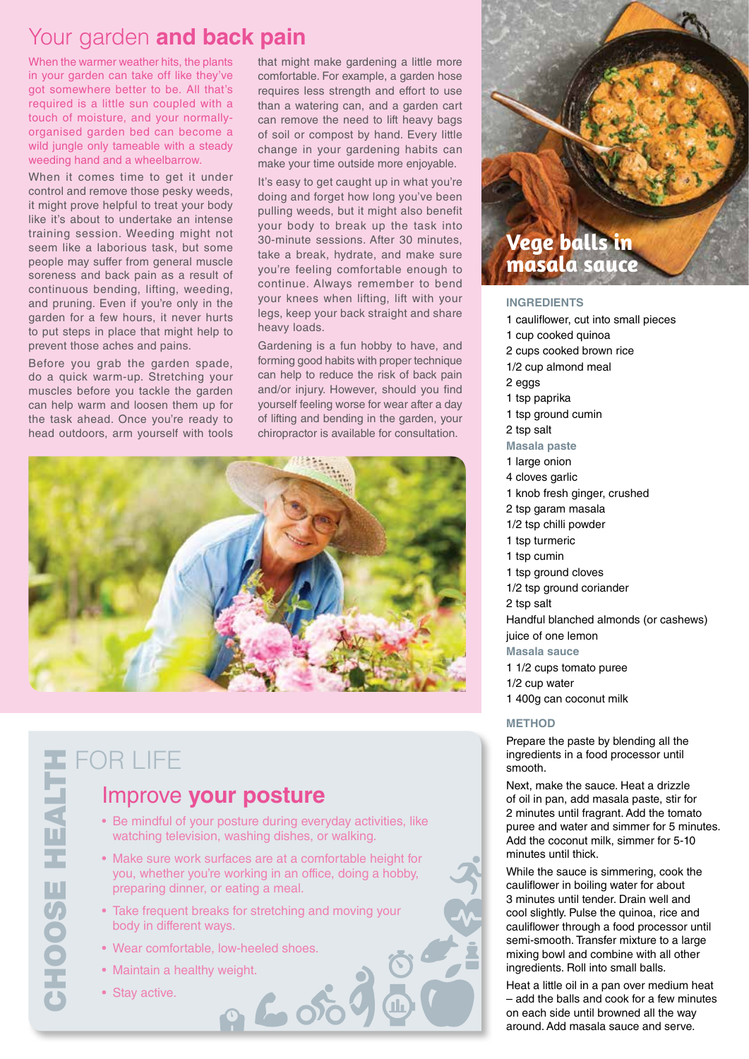# Your garden **and back pain**

When the warmer weather hits, the plants in your garden can take off like they've got somewhere better to be. All that's required is a little sun coupled with a touch of moisture, and your normally-organised garden bed can become a wild jungle only tameable with a steady weeding hand and a wheelbarrow.

When it comes time to get it under control and remove those pesky weeds, it might prove helpful to treat your body like it's about to undertake an intense training session. Weeding might not seem like a laborious task, but some people may suffer from general muscle soreness and back pain as a result of continuous bending, lifting, weeding, and pruning. Even if you're only in the garden for a few hours, it never hurts to put steps in place that might help to prevent those aches and pains.

Before you grab the garden spade, do a quick warm-up. Stretching your muscles before you tackle the garden can help warm and loosen them up for the task ahead. Once you're ready to head outdoors, arm yourself with tools that might make gardening a little more comfortable. For example, a garden hose requires less strength and effort to use than a watering can, and a garden cart can remove the need to lift heavy bags of soil or compost by hand. Every little change in your gardening habits can make your time outside more enjoyable.

It's easy to get caught up in what you're doing and forget how long you've been pulling weeds, but it might also benefit your body to break up the task into 30-minute sessions. After 30 minutes, take a break, hydrate, and make sure you're feeling comfortable enough to continue. Always remember to bend your knees when lifting, lift with your legs, keep your back straight and share heavy loads.

Gardening is a fun hobby to have, and forming good habits with proper technique can help to reduce the risk of back pain and/or injury. However, should you find yourself feeling worse for wear after a day of lifting and bending in the garden, your chiropractor is available for consultation.

## CHOOSE HEALTH FOR LIFE

### Improve **your posture**

- Be mindful of your posture during everyday activities, like watching television, washing dishes, or walking.
- Make sure work surfaces are at a comfortable height for you, whether you're working in an office, doing a hobby, preparing dinner, or eating a meal.
- Take frequent breaks for stretching and moving your body in different ways.
- Wear comfortable, low-heeled shoes.
- Maintain a healthy weight.
- Stay active.

## Vege balls in masala sauce

### INGREDIENTS

1 cauliflower, cut into small pieces
1 cup cooked quinoa
2 cups cooked brown rice
1/2 cup almond meal
2 eggs
1 tsp paprika
1 tsp ground cumin
2 tsp salt

**Masala paste**

1 large onion
4 cloves garlic
1 knob fresh ginger, crushed
2 tsp garam masala
1/2 tsp chilli powder
1 tsp turmeric
1 tsp cumin
1 tsp ground cloves
1/2 tsp ground coriander
2 tsp salt
Handful blanched almonds (or cashews)
juice of one lemon

**Masala sauce**

1 1/2 cups tomato puree
1/2 cup water
1 400g can coconut milk

### METHOD

Prepare the paste by blending all the ingredients in a food processor until smooth.

Next, make the sauce. Heat a drizzle of oil in pan, add masala paste, stir for 2 minutes until fragrant. Add the tomato puree and water and simmer for 5 minutes. Add the coconut milk, simmer for 5-10 minutes until thick.

While the sauce is simmering, cook the cauliflower in boiling water for about 3 minutes until tender. Drain well and cool slightly. Pulse the quinoa, rice and cauliflower through a food processor until semi-smooth. Transfer mixture to a large mixing bowl and combine with all other ingredients. Roll into small balls.

Heat a little oil in a pan over medium heat – add the balls and cook for a few minutes on each side until browned all the way around. Add masala sauce and serve.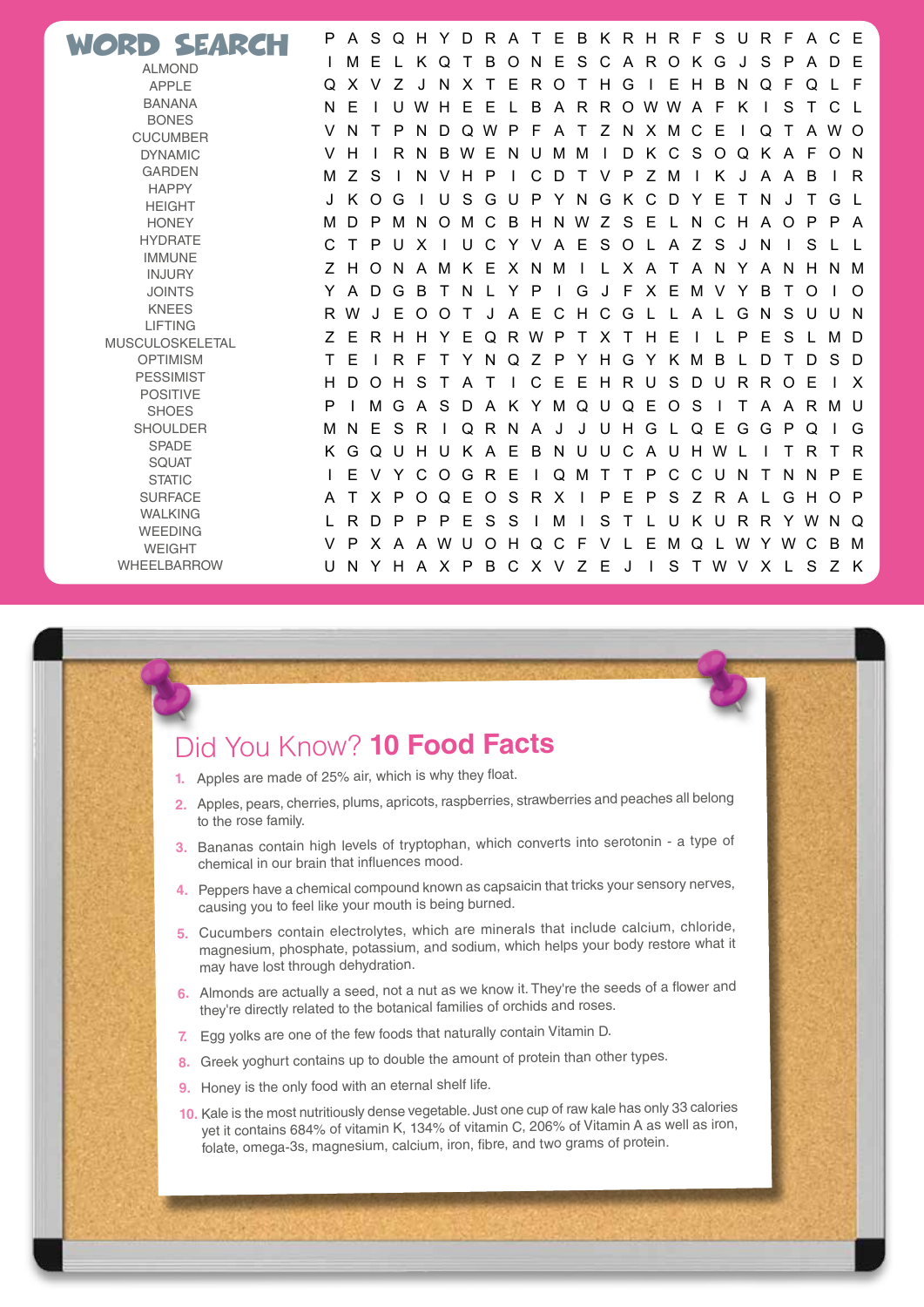# WORD SEARCH

ALMOND
APPLE
BANANA
BONES
CUCUMBER
DYNAMIC
GARDEN
HAPPY
HEIGHT
HONEY
HYDRATE
IMMUNE
INJURY
JOINTS
KNEES
LIFTING
MUSCULOSKELETAL
OPTIMISM
PESSIMIST
POSITIVE
SHOES
SHOULDER
SPADE
SQUAT
STATIC
SURFACE
WALKING
WEEDING
WEIGHT
WHEELBARROW

```
P A S Q H Y D R A T E B K R H R F S U R F A C E
I M E L K Q T B O N E S C A R O K G J S P A D E
Q X V Z J N X T E R O T H G I E H B N Q F Q L F
N E I U W H E E L B A R R O W W A F K I S T C L
V N T P N D Q W P F A T Z N X M C E I Q T A W O
V H I R N B W E N U M M I D K C S O Q K A F O N
M Z S I N V H P I C D T V P Z M I K J A A B I R
J K O G I U S G U P Y N G K C D Y E T N J T G L
M D P M N O M C B H N W Z S E L N C H A O P P A
C T P U X I U C Y V A E S O L A Z S J N I S L L
Z H O N A M K E X N M I L X A T A N Y A N H N M
Y A D G B T N L Y P I G J F X E M V Y B T O I O
R W J E O O T J A E C H C G L L A L G N S U U N
Z E R H H Y E Q R W P T X T H E I L P E S L M D
T E I R F T Y N Q Z P Y H G Y K M B L D T D S D
H D O H S T A T I C E E H R U S D U R R O E I X
P I M G A S D A K Y M Q U Q E O S I T A A R M U
M N E S R I Q R N A J J U H G L Q E G G P Q I G
K G Q U H U K A E B N U U C A U H W L I T R T R
I E V Y C O G R E I Q M T T P C C U N T N N P E
A T X P O Q E O S R X I P E P S Z R A L G H O P
L R D P P P E S S I M I S T L U K U R R Y W N Q
V P X A A W U O H Q C F V L E M Q L W Y W C B M
U N Y H A X P B C X V Z E J I S T W V X L S Z K
```

## Did You Know? **10 Food Facts**

1. Apples are made of 25% air, which is why they float.
2. Apples, pears, cherries, plums, apricots, raspberries, strawberries and peaches all belong to the rose family.
3. Bananas contain high levels of tryptophan, which converts into serotonin - a type of chemical in our brain that influences mood.
4. Peppers have a chemical compound known as capsaicin that tricks your sensory nerves, causing you to feel like your mouth is being burned.
5. Cucumbers contain electrolytes, which are minerals that include calcium, chloride, magnesium, phosphate, potassium, and sodium, which helps your body restore what it may have lost through dehydration.
6. Almonds are actually a seed, not a nut as we know it. They're the seeds of a flower and they're directly related to the botanical families of orchids and roses.
7. Egg yolks are one of the few foods that naturally contain Vitamin D.
8. Greek yoghurt contains up to double the amount of protein than other types.
9. Honey is the only food with an eternal shelf life.
10. Kale is the most nutritiously dense vegetable. Just one cup of raw kale has only 33 calories yet it contains 684% of vitamin K, 134% of vitamin C, 206% of Vitamin A as well as iron, folate, omega-3s, magnesium, calcium, iron, fibre, and two grams of protein.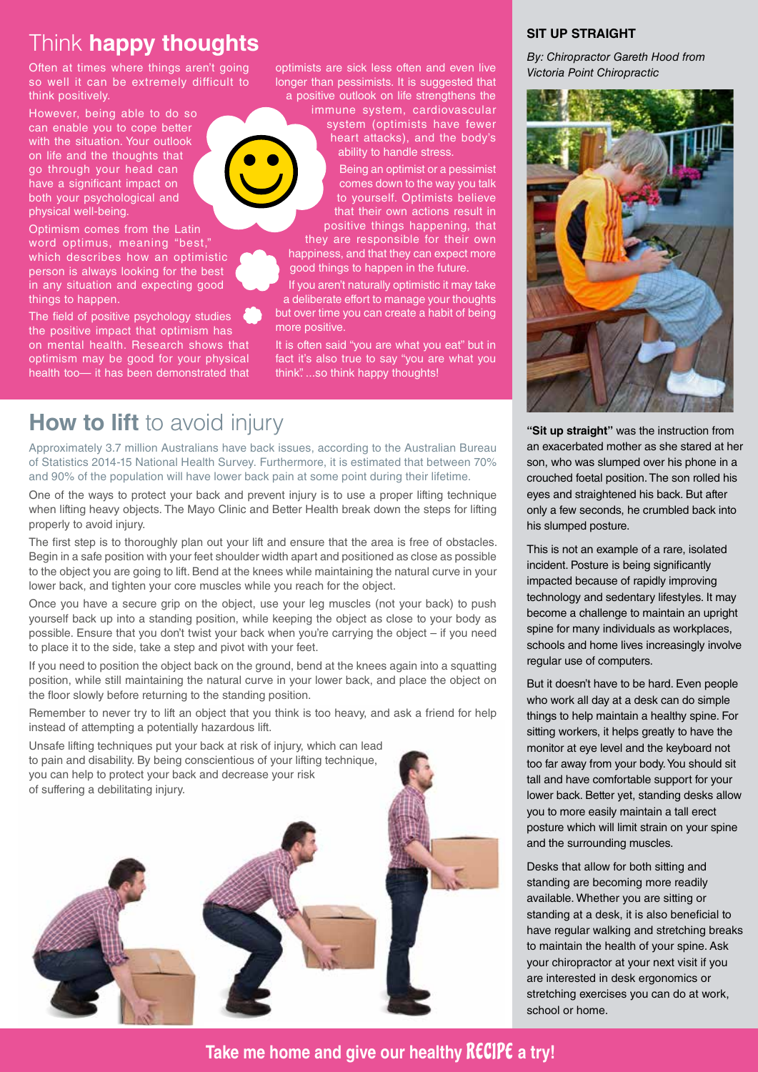## Think **happy thoughts**

Often at times where things aren't going so well it can be extremely difficult to think positively.

However, being able to do so can enable you to cope better with the situation. Your outlook on life and the thoughts that go through your head can have a significant impact on both your psychological and physical well-being.

Optimism comes from the Latin word optimus, meaning "best," which describes how an optimistic person is always looking for the best in any situation and expecting good things to happen.

The field of positive psychology studies the positive impact that optimism has on mental health. Research shows that optimism may be good for your physical health too— it has been demonstrated that optimists are sick less often and even live longer than pessimists. It is suggested that a positive outlook on life strengthens the immune system, cardiovascular system (optimists have fewer heart attacks), and the body's ability to handle stress.

Being an optimist or a pessimist comes down to the way you talk to yourself. Optimists believe that their own actions result in positive things happening, that they are responsible for their own happiness, and that they can expect more good things to happen in the future.

If you aren't naturally optimistic it may take a deliberate effort to manage your thoughts but over time you can create a habit of being more positive.

It is often said "you are what you eat" but in fact it's also true to say "you are what you think". ...so think happy thoughts!

## **How to lift** to avoid injury

Approximately 3.7 million Australians have back issues, according to the Australian Bureau of Statistics 2014-15 National Health Survey. Furthermore, it is estimated that between 70% and 90% of the population will have lower back pain at some point during their lifetime.

One of the ways to protect your back and prevent injury is to use a proper lifting technique when lifting heavy objects. The Mayo Clinic and Better Health break down the steps for lifting properly to avoid injury.

The first step is to thoroughly plan out your lift and ensure that the area is free of obstacles. Begin in a safe position with your feet shoulder width apart and positioned as close as possible to the object you are going to lift. Bend at the knees while maintaining the natural curve in your lower back, and tighten your core muscles while you reach for the object.

Once you have a secure grip on the object, use your leg muscles (not your back) to push yourself back up into a standing position, while keeping the object as close to your body as possible. Ensure that you don't twist your back when you're carrying the object – if you need to place it to the side, take a step and pivot with your feet.

If you need to position the object back on the ground, bend at the knees again into a squatting position, while still maintaining the natural curve in your lower back, and place the object on the floor slowly before returning to the standing position.

Remember to never try to lift an object that you think is too heavy, and ask a friend for help instead of attempting a potentially hazardous lift.

Unsafe lifting techniques put your back at risk of injury, which can lead to pain and disability. By being conscientious of your lifting technique, you can help to protect your back and decrease your risk of suffering a debilitating injury.

### SIT UP STRAIGHT

*By: Chiropractor Gareth Hood from Victoria Point Chiropractic*

**"Sit up straight"** was the instruction from an exacerbated mother as she stared at her son, who was slumped over his phone in a crouched foetal position. The son rolled his eyes and straightened his back. But after only a few seconds, he crumbled back into his slumped posture.

This is not an example of a rare, isolated incident. Posture is being significantly impacted because of rapidly improving technology and sedentary lifestyles. It may become a challenge to maintain an upright spine for many individuals as workplaces, schools and home lives increasingly involve regular use of computers.

But it doesn't have to be hard. Even people who work all day at a desk can do simple things to help maintain a healthy spine. For sitting workers, it helps greatly to have the monitor at eye level and the keyboard not too far away from your body. You should sit tall and have comfortable support for your lower back. Better yet, standing desks allow you to more easily maintain a tall erect posture which will limit strain on your spine and the surrounding muscles.

Desks that allow for both sitting and standing are becoming more readily available. Whether you are sitting or standing at a desk, it is also beneficial to have regular walking and stretching breaks to maintain the health of your spine. Ask your chiropractor at your next visit if you are interested in desk ergonomics or stretching exercises you can do at work, school or home.

**Take me home and give our healthy RECIPE a try!**